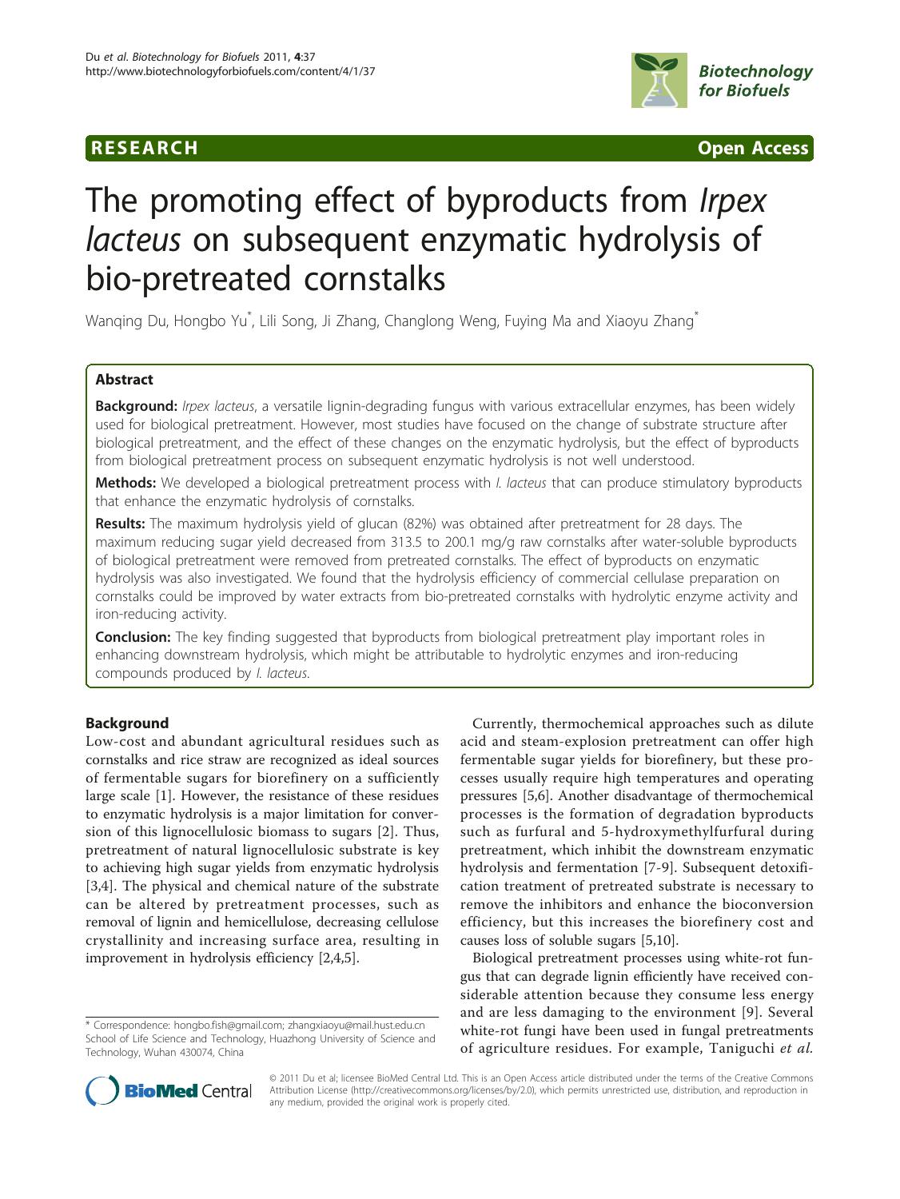**RESEARCH** **Open Access**

# The promoting effect of byproducts from *Irpex lacteus* on subsequent enzymatic hydrolysis of bio-pretreated cornstalks

Wanqing Du, Hongbo Yu[*], Lili Song, Ji Zhang, Changlong Weng, Fuying Ma and Xiaoyu Zhang[*]

## Abstract

**Background:** *Irpex lacteus*, a versatile lignin-degrading fungus with various extracellular enzymes, has been widely used for biological pretreatment. However, most studies have focused on the change of substrate structure after biological pretreatment, and the effect of these changes on the enzymatic hydrolysis, but the effect of byproducts from biological pretreatment process on subsequent enzymatic hydrolysis is not well understood.

**Methods:** We developed a biological pretreatment process with *I. lacteus* that can produce stimulatory byproducts that enhance the enzymatic hydrolysis of cornstalks.

**Results:** The maximum hydrolysis yield of glucan (82%) was obtained after pretreatment for 28 days. The maximum reducing sugar yield decreased from 313.5 to 200.1 mg/g raw cornstalks after water-soluble byproducts of biological pretreatment were removed from pretreated cornstalks. The effect of byproducts on enzymatic hydrolysis was also investigated. We found that the hydrolysis efficiency of commercial cellulase preparation on cornstalks could be improved by water extracts from bio-pretreated cornstalks with hydrolytic enzyme activity and iron-reducing activity.

**Conclusion:** The key finding suggested that byproducts from biological pretreatment play important roles in enhancing downstream hydrolysis, which might be attributable to hydrolytic enzymes and iron-reducing compounds produced by *I. lacteus*.

## Background

Low-cost and abundant agricultural residues such as cornstalks and rice straw are recognized as ideal sources of fermentable sugars for biorefinery on a sufficiently large scale [1]. However, the resistance of these residues to enzymatic hydrolysis is a major limitation for conversion of this lignocellulosic biomass to sugars [2]. Thus, pretreatment of natural lignocellulosic substrate is key to achieving high sugar yields from enzymatic hydrolysis [3,4]. The physical and chemical nature of the substrate can be altered by pretreatment processes, such as removal of lignin and hemicellulose, decreasing cellulose crystallinity and increasing surface area, resulting in improvement in hydrolysis efficiency [2,4,5].

Currently, thermochemical approaches such as dilute acid and steam-explosion pretreatment can offer high fermentable sugar yields for biorefinery, but these processes usually require high temperatures and operating pressures [5,6]. Another disadvantage of thermochemical processes is the formation of degradation byproducts such as furfural and 5-hydroxymethylfurfural during pretreatment, which inhibit the downstream enzymatic hydrolysis and fermentation [7-9]. Subsequent detoxification treatment of pretreated substrate is necessary to remove the inhibitors and enhance the bioconversion efficiency, but this increases the biorefinery cost and causes loss of soluble sugars [5,10].

Biological pretreatment processes using white-rot fungus that can degrade lignin efficiently have received considerable attention because they consume less energy and are less damaging to the environment [9]. Several white-rot fungi have been used in fungal pretreatments of agriculture residues. For example, Taniguchi *et al.*

\* Correspondence: hongbo.fish@gmail.com; zhangxiaoyu@mail.hust.edu.cn
School of Life Science and Technology, Huazhong University of Science and Technology, Wuhan 430074, China

© 2011 Du et al; licensee BioMed Central Ltd. This is an Open Access article distributed under the terms of the Creative Commons Attribution License (http://creativecommons.org/licenses/by/2.0), which permits unrestricted use, distribution, and reproduction in any medium, provided the original work is properly cited.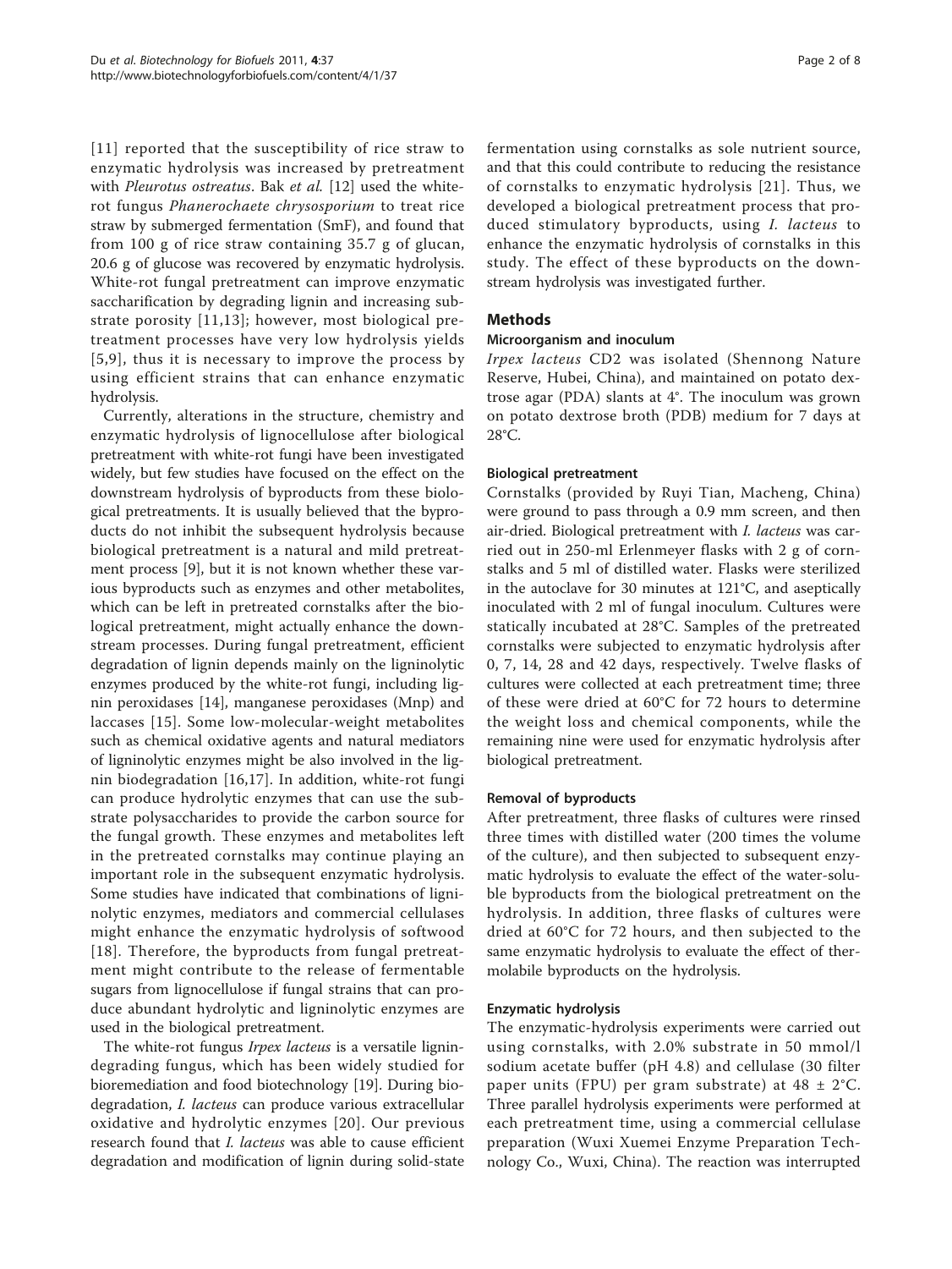[11] reported that the susceptibility of rice straw to enzymatic hydrolysis was increased by pretreatment with *Pleurotus ostreatus*. Bak *et al.* [12] used the white-rot fungus *Phanerochaete chrysosporium* to treat rice straw by submerged fermentation (SmF), and found that from 100 g of rice straw containing 35.7 g of glucan, 20.6 g of glucose was recovered by enzymatic hydrolysis. White-rot fungal pretreatment can improve enzymatic saccharification by degrading lignin and increasing substrate porosity [11,13]; however, most biological pretreatment processes have very low hydrolysis yields [5,9], thus it is necessary to improve the process by using efficient strains that can enhance enzymatic hydrolysis.

Currently, alterations in the structure, chemistry and enzymatic hydrolysis of lignocellulose after biological pretreatment with white-rot fungi have been investigated widely, but few studies have focused on the effect on the downstream hydrolysis of byproducts from these biological pretreatments. It is usually believed that the byproducts do not inhibit the subsequent hydrolysis because biological pretreatment is a natural and mild pretreatment process [9], but it is not known whether these various byproducts such as enzymes and other metabolites, which can be left in pretreated cornstalks after the biological pretreatment, might actually enhance the downstream processes. During fungal pretreatment, efficient degradation of lignin depends mainly on the ligninolytic enzymes produced by the white-rot fungi, including lignin peroxidases [14], manganese peroxidases (Mnp) and laccases [15]. Some low-molecular-weight metabolites such as chemical oxidative agents and natural mediators of ligninolytic enzymes might be also involved in the lignin biodegradation [16,17]. In addition, white-rot fungi can produce hydrolytic enzymes that can use the substrate polysaccharides to provide the carbon source for the fungal growth. These enzymes and metabolites left in the pretreated cornstalks may continue playing an important role in the subsequent enzymatic hydrolysis. Some studies have indicated that combinations of ligninolytic enzymes, mediators and commercial cellulases might enhance the enzymatic hydrolysis of softwood [18]. Therefore, the byproducts from fungal pretreatment might contribute to the release of fermentable sugars from lignocellulose if fungal strains that can produce abundant hydrolytic and ligninolytic enzymes are used in the biological pretreatment.

The white-rot fungus *Irpex lacteus* is a versatile lignin-degrading fungus, which has been widely studied for bioremediation and food biotechnology [19]. During biodegradation, *I. lacteus* can produce various extracellular oxidative and hydrolytic enzymes [20]. Our previous research found that *I. lacteus* was able to cause efficient degradation and modification of lignin during solid-state fermentation using cornstalks as sole nutrient source, and that this could contribute to reducing the resistance of cornstalks to enzymatic hydrolysis [21]. Thus, we developed a biological pretreatment process that produced stimulatory byproducts, using *I. lacteus* to enhance the enzymatic hydrolysis of cornstalks in this study. The effect of these byproducts on the downstream hydrolysis was investigated further.

## Methods

### Microorganism and inoculum

*Irpex lacteus* CD2 was isolated (Shennong Nature Reserve, Hubei, China), and maintained on potato dextrose agar (PDA) slants at 4°. The inoculum was grown on potato dextrose broth (PDB) medium for 7 days at 28°C.

### Biological pretreatment

Cornstalks (provided by Ruyi Tian, Macheng, China) were ground to pass through a 0.9 mm screen, and then air-dried. Biological pretreatment with *I. lacteus* was carried out in 250-ml Erlenmeyer flasks with 2 g of cornstalks and 5 ml of distilled water. Flasks were sterilized in the autoclave for 30 minutes at 121°C, and aseptically inoculated with 2 ml of fungal inoculum. Cultures were statically incubated at 28°C. Samples of the pretreated cornstalks were subjected to enzymatic hydrolysis after 0, 7, 14, 28 and 42 days, respectively. Twelve flasks of cultures were collected at each pretreatment time; three of these were dried at 60°C for 72 hours to determine the weight loss and chemical components, while the remaining nine were used for enzymatic hydrolysis after biological pretreatment.

### Removal of byproducts

After pretreatment, three flasks of cultures were rinsed three times with distilled water (200 times the volume of the culture), and then subjected to subsequent enzymatic hydrolysis to evaluate the effect of the water-soluble byproducts from the biological pretreatment on the hydrolysis. In addition, three flasks of cultures were dried at 60°C for 72 hours, and then subjected to the same enzymatic hydrolysis to evaluate the effect of thermolabile byproducts on the hydrolysis.

### Enzymatic hydrolysis

The enzymatic-hydrolysis experiments were carried out using cornstalks, with 2.0% substrate in 50 mmol/l sodium acetate buffer (pH 4.8) and cellulase (30 filter paper units (FPU) per gram substrate) at 48 ± 2°C. Three parallel hydrolysis experiments were performed at each pretreatment time, using a commercial cellulase preparation (Wuxi Xuemei Enzyme Preparation Technology Co., Wuxi, China). The reaction was interrupted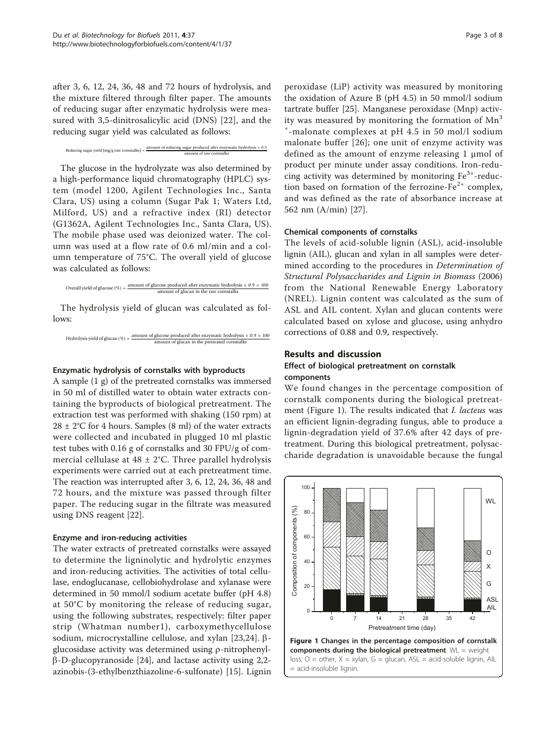after 3, 6, 12, 24, 36, 48 and 72 hours of hydrolysis, and the mixture filtered through filter paper. The amounts of reducing sugar after enzymatic hydrolysis were measured with 3,5-dinitrosalicylic acid (DNS) [22], and the reducing sugar yield was calculated as follows:

$$\text{Reducing sugar yield (mg/g raw cornstalks)} = \frac{\text{amount of reducing sugar produced after enzymatic hydrolysis} \times 0.9}{\text{amount of raw cornstalks}}$$

The glucose in the hydrolyzate was also determined by a high-performance liquid chromatography (HPLC) system (model 1200, Agilent Technologies Inc., Santa Clara, US) using a column (Sugar Pak 1; Waters Ltd, Milford, US) and a refractive index (RI) detector (G1362A, Agilent Technologies Inc., Santa Clara, US). The mobile phase used was deionized water. The column was used at a flow rate of 0.6 ml/min and a column temperature of 75°C. The overall yield of glucose was calculated as follows:

$$\text{Overall yield of glucose (\%)} = \frac{\text{amount of glucose produced after enzymatic hydrolysis} \times 0.9 \times 100}{\text{amount of glucan in the raw cornstalks}}$$

The hydrolysis yield of glucan was calculated as follows:

$$\text{Hydrolysis yield of glucan (\%)} = \frac{\text{amount of glucose produced after enzymatic hydrolysis} \times 0.9 \times 100}{\text{amount of glucan in the pretreated cornstalks}}$$

### Enzymatic hydrolysis of cornstalks with byproducts

A sample (1 g) of the pretreated cornstalks was immersed in 50 ml of distilled water to obtain water extracts containing the byproducts of biological pretreatment. The extraction test was performed with shaking (150 rpm) at 28 ± 2°C for 4 hours. Samples (8 ml) of the water extracts were collected and incubated in plugged 10 ml plastic test tubes with 0.16 g of cornstalks and 30 FPU/g of commercial cellulase at 48 ± 2°C. Three parallel hydrolysis experiments were carried out at each pretreatment time. The reaction was interrupted after 3, 6, 12, 24, 36, 48 and 72 hours, and the mixture was passed through filter paper. The reducing sugar in the filtrate was measured using DNS reagent [22].

### Enzyme and iron-reducing activities

The water extracts of pretreated cornstalks were assayed to determine the ligninolytic and hydrolytic enzymes and iron-reducing activities. The activities of total cellulase, endoglucanase, cellobiohydrolase and xylanase were determined in 50 mmol/l sodium acetate buffer (pH 4.8) at 50°C by monitoring the release of reducing sugar, using the following substrates, respectively: filter paper strip (Whatman number1), carboxymethycellulose sodium, microcrystalline cellulose, and xylan [23,24]. β-glucosidase activity was determined using ρ-nitrophenyl-β-D-glucopyranoside [24], and lactase activity using 2,2-azinobis-(3-ethylbenzthiazoline-6-sulfonate) [15]. Lignin peroxidase (LiP) activity was measured by monitoring the oxidation of Azure B (pH 4.5) in 50 mmol/l sodium tartrate buffer [25]. Manganese peroxidase (Mnp) activity was measured by monitoring the formation of $Mn^{3+}$-malonate complexes at pH 4.5 in 50 mol/l sodium malonate buffer [26]; one unit of enzyme activity was defined as the amount of enzyme releasing 1 μmol of product per minute under assay conditions. Iron-reducing activity was determined by monitoring $Fe^{3+}$-reduction based on formation of the ferrozine-$Fe^{2+}$ complex, and was defined as the rate of absorbance increase at 562 nm (A/min) [27].

### Chemical components of cornstalks

The levels of acid-soluble lignin (ASL), acid-insoluble lignin (AIL), glucan and xylan in all samples were determined according to the procedures in *Determination of Structural Polysaccharides and Lignin in Biomass* (2006) from the National Renewable Energy Laboratory (NREL). Lignin content was calculated as the sum of ASL and AIL content. Xylan and glucan contents were calculated based on xylose and glucose, using anhydro corrections of 0.88 and 0.9, respectively.

## Results and discussion

### Effect of biological pretreatment on cornstalk components

We found changes in the percentage composition of cornstalk components during the biological pretreatment (Figure 1). The results indicated that *I. lacteus* was an efficient lignin-degrading fungus, able to produce a lignin-degradation yield of 37.6% after 42 days of pretreatment. During this biological pretreatment, polysaccharide degradation is unavoidable because the fungal

**Figure 1 Changes in the percentage composition of cornstalk components during the biological pretreatment**. WL = weight loss, O = other, X = xylan, G = glucan, ASL = acid-soluble lignin, AIL = acid-insoluble lignin.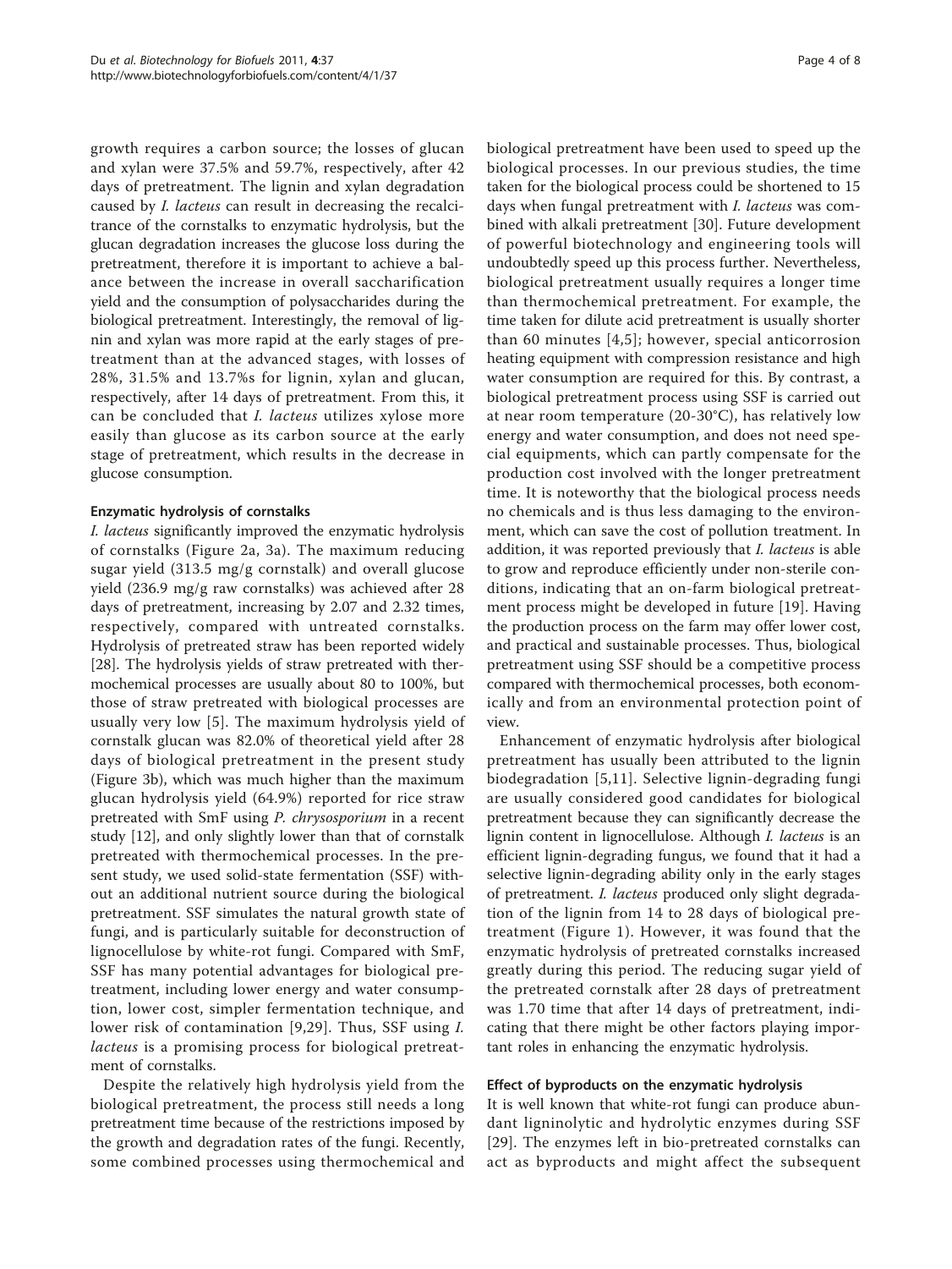growth requires a carbon source; the losses of glucan and xylan were 37.5% and 59.7%, respectively, after 42 days of pretreatment. The lignin and xylan degradation caused by *I. lacteus* can result in decreasing the recalcitrance of the cornstalks to enzymatic hydrolysis, but the glucan degradation increases the glucose loss during the pretreatment, therefore it is important to achieve a balance between the increase in overall saccharification yield and the consumption of polysaccharides during the biological pretreatment. Interestingly, the removal of lignin and xylan was more rapid at the early stages of pretreatment than at the advanced stages, with losses of 28%, 31.5% and 13.7%s for lignin, xylan and glucan, respectively, after 14 days of pretreatment. From this, it can be concluded that *I. lacteus* utilizes xylose more easily than glucose as its carbon source at the early stage of pretreatment, which results in the decrease in glucose consumption.

### Enzymatic hydrolysis of cornstalks

*I. lacteus* significantly improved the enzymatic hydrolysis of cornstalks (Figure 2a, 3a). The maximum reducing sugar yield (313.5 mg/g cornstalk) and overall glucose yield (236.9 mg/g raw cornstalks) was achieved after 28 days of pretreatment, increasing by 2.07 and 2.32 times, respectively, compared with untreated cornstalks. Hydrolysis of pretreated straw has been reported widely [28]. The hydrolysis yields of straw pretreated with thermochemical processes are usually about 80 to 100%, but those of straw pretreated with biological processes are usually very low [5]. The maximum hydrolysis yield of cornstalk glucan was 82.0% of theoretical yield after 28 days of biological pretreatment in the present study (Figure 3b), which was much higher than the maximum glucan hydrolysis yield (64.9%) reported for rice straw pretreated with SmF using *P. chrysosporium* in a recent study [12], and only slightly lower than that of cornstalk pretreated with thermochemical processes. In the present study, we used solid-state fermentation (SSF) without an additional nutrient source during the biological pretreatment. SSF simulates the natural growth state of fungi, and is particularly suitable for deconstruction of lignocellulose by white-rot fungi. Compared with SmF, SSF has many potential advantages for biological pretreatment, including lower energy and water consumption, lower cost, simpler fermentation technique, and lower risk of contamination [9,29]. Thus, SSF using *I. lacteus* is a promising process for biological pretreatment of cornstalks.

Despite the relatively high hydrolysis yield from the biological pretreatment, the process still needs a long pretreatment time because of the restrictions imposed by the growth and degradation rates of the fungi. Recently, some combined processes using thermochemical and biological pretreatment have been used to speed up the biological processes. In our previous studies, the time taken for the biological process could be shortened to 15 days when fungal pretreatment with *I. lacteus* was combined with alkali pretreatment [30]. Future development of powerful biotechnology and engineering tools will undoubtedly speed up this process further. Nevertheless, biological pretreatment usually requires a longer time than thermochemical pretreatment. For example, the time taken for dilute acid pretreatment is usually shorter than 60 minutes [4,5]; however, special anticorrosion heating equipment with compression resistance and high water consumption are required for this. By contrast, a biological pretreatment process using SSF is carried out at near room temperature (20-30°C), has relatively low energy and water consumption, and does not need special equipments, which can partly compensate for the production cost involved with the longer pretreatment time. It is noteworthy that the biological process needs no chemicals and is thus less damaging to the environment, which can save the cost of pollution treatment. In addition, it was reported previously that *I. lacteus* is able to grow and reproduce efficiently under non-sterile conditions, indicating that an on-farm biological pretreatment process might be developed in future [19]. Having the production process on the farm may offer lower cost, and practical and sustainable processes. Thus, biological pretreatment using SSF should be a competitive process compared with thermochemical processes, both economically and from an environmental protection point of view.

Enhancement of enzymatic hydrolysis after biological pretreatment has usually been attributed to the lignin biodegradation [5,11]. Selective lignin-degrading fungi are usually considered good candidates for biological pretreatment because they can significantly decrease the lignin content in lignocellulose. Although *I. lacteus* is an efficient lignin-degrading fungus, we found that it had a selective lignin-degrading ability only in the early stages of pretreatment. *I. lacteus* produced only slight degradation of the lignin from 14 to 28 days of biological pretreatment (Figure 1). However, it was found that the enzymatic hydrolysis of pretreated cornstalks increased greatly during this period. The reducing sugar yield of the pretreated cornstalk after 28 days of pretreatment was 1.70 time that after 14 days of pretreatment, indicating that there might be other factors playing important roles in enhancing the enzymatic hydrolysis.

### Effect of byproducts on the enzymatic hydrolysis

It is well known that white-rot fungi can produce abundant ligninolytic and hydrolytic enzymes during SSF [29]. The enzymes left in bio-pretreated cornstalks can act as byproducts and might affect the subsequent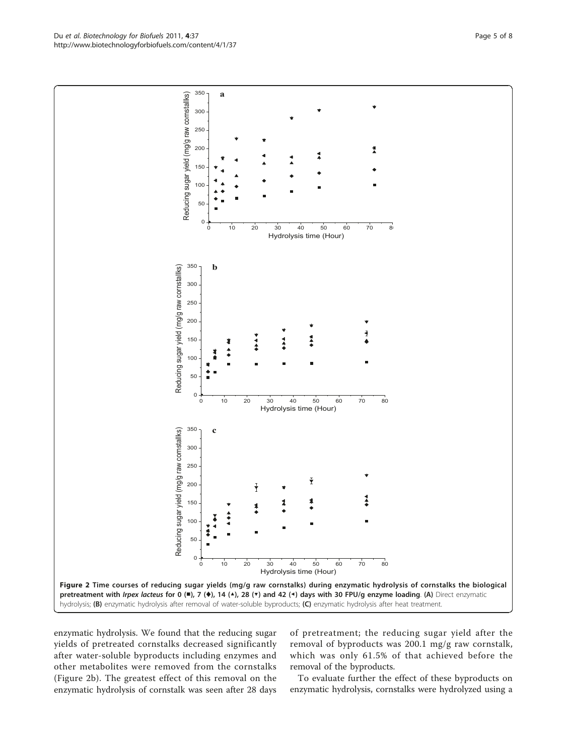**Figure 2 Time courses of reducing sugar yields (mg/g raw cornstalks) during enzymatic hydrolysis of cornstalks the biological pretreatment with *Irpex lacteus* for 0 (■), 7 (◆), 14 (▲), 28 (▼) and 42 (◄) days with 30 FPU/g enzyme loading**. **(A)** Direct enzymatic hydrolysis; **(B)** enzymatic hydrolysis after removal of water-soluble byproducts; **(C)** enzymatic hydrolysis after heat treatment.

enzymatic hydrolysis. We found that the reducing sugar yields of pretreated cornstalks decreased significantly after water-soluble byproducts including enzymes and other metabolites were removed from the cornstalks (Figure 2b). The greatest effect of this removal on the enzymatic hydrolysis of cornstalk was seen after 28 days of pretreatment; the reducing sugar yield after the removal of byproducts was 200.1 mg/g raw cornstalk, which was only 61.5% of that achieved before the removal of the byproducts.

To evaluate further the effect of these byproducts on enzymatic hydrolysis, cornstalks were hydrolyzed using a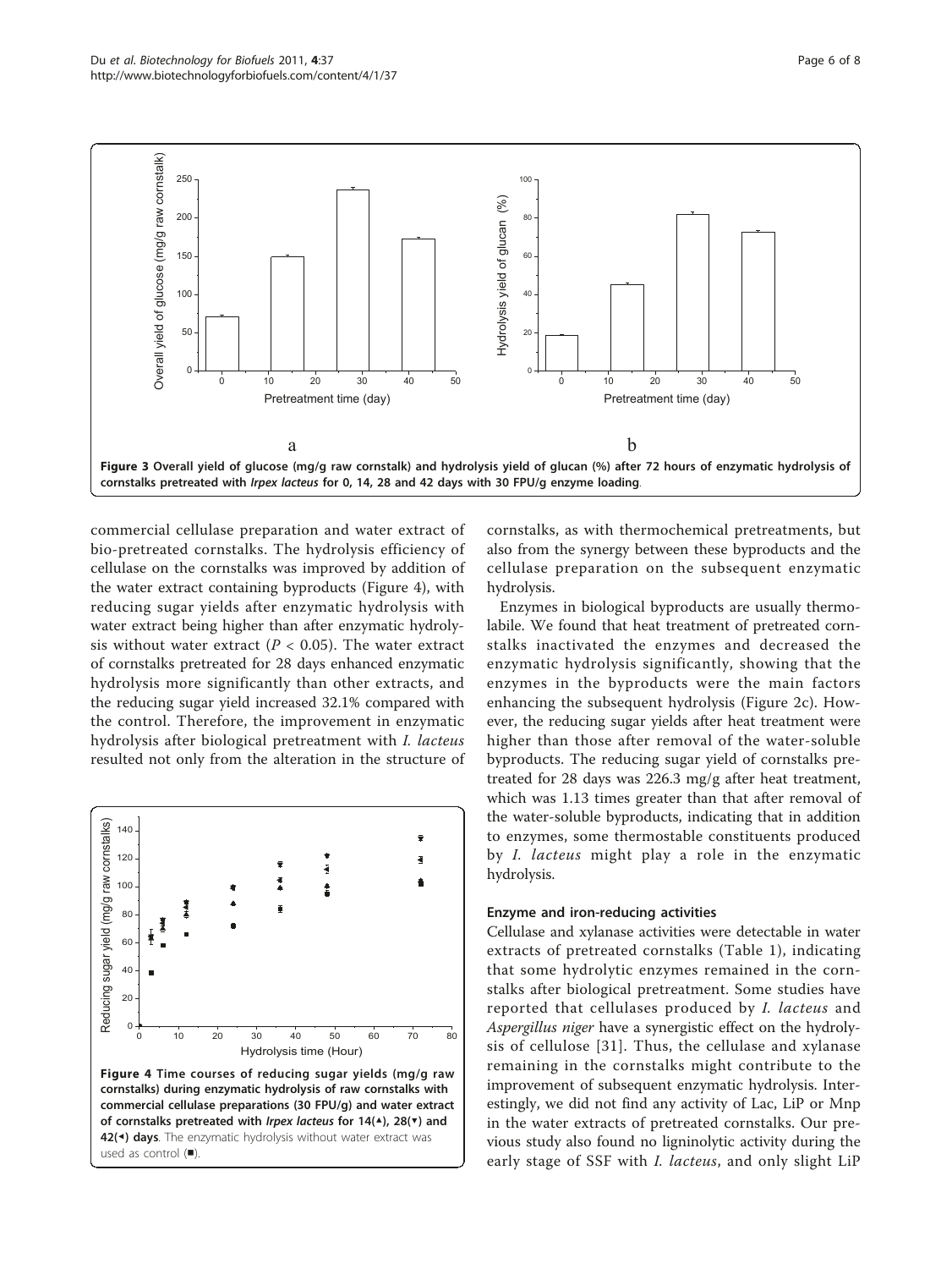Figure 3 Overall yield of glucose (mg/g raw cornstalk) and hydrolysis yield of glucan (%) after 72 hours of enzymatic hydrolysis of cornstalks pretreated with *Irpex lacteus* for 0, 14, 28 and 42 days with 30 FPU/g enzyme loading.

commercial cellulase preparation and water extract of bio-pretreated cornstalks. The hydrolysis efficiency of cellulase on the cornstalks was improved by addition of the water extract containing byproducts (Figure 4), with reducing sugar yields after enzymatic hydrolysis with water extract being higher than after enzymatic hydrolysis without water extract ($P < 0.05$). The water extract of cornstalks pretreated for 28 days enhanced enzymatic hydrolysis more significantly than other extracts, and the reducing sugar yield increased 32.1% compared with the control. Therefore, the improvement in enzymatic hydrolysis after biological pretreatment with *I. lacteus* resulted not only from the alteration in the structure of cornstalks, as with thermochemical pretreatments, but also from the synergy between these byproducts and the cellulase preparation on the subsequent enzymatic hydrolysis.

Figure 4 Time courses of reducing sugar yields (mg/g raw cornstalks) during enzymatic hydrolysis of raw cornstalks with commercial cellulase preparations (30 FPU/g) and water extract of cornstalks pretreated with *Irpex lacteus* for 14(▴), 28(▾) and 42(◂) days. The enzymatic hydrolysis without water extract was used as control (■).

Enzymes in biological byproducts are usually thermolabile. We found that heat treatment of pretreated cornstalks inactivated the enzymes and decreased the enzymatic hydrolysis significantly, showing that the enzymes in the byproducts were the main factors enhancing the subsequent hydrolysis (Figure 2c). However, the reducing sugar yields after heat treatment were higher than those after removal of the water-soluble byproducts. The reducing sugar yield of cornstalks pretreated for 28 days was 226.3 mg/g after heat treatment, which was 1.13 times greater than that after removal of the water-soluble byproducts, indicating that in addition to enzymes, some thermostable constituents produced by *I. lacteus* might play a role in the enzymatic hydrolysis.

### Enzyme and iron-reducing activities

Cellulase and xylanase activities were detectable in water extracts of pretreated cornstalks (Table 1), indicating that some hydrolytic enzymes remained in the cornstalks after biological pretreatment. Some studies have reported that cellulases produced by *I. lacteus* and *Aspergillus niger* have a synergistic effect on the hydrolysis of cellulose [31]. Thus, the cellulase and xylanase remaining in the cornstalks might contribute to the improvement of subsequent enzymatic hydrolysis. Interestingly, we did not find any activity of Lac, LiP or Mnp in the water extracts of pretreated cornstalks. Our previous study also found no ligninolytic activity during the early stage of SSF with *I. lacteus*, and only slight LiP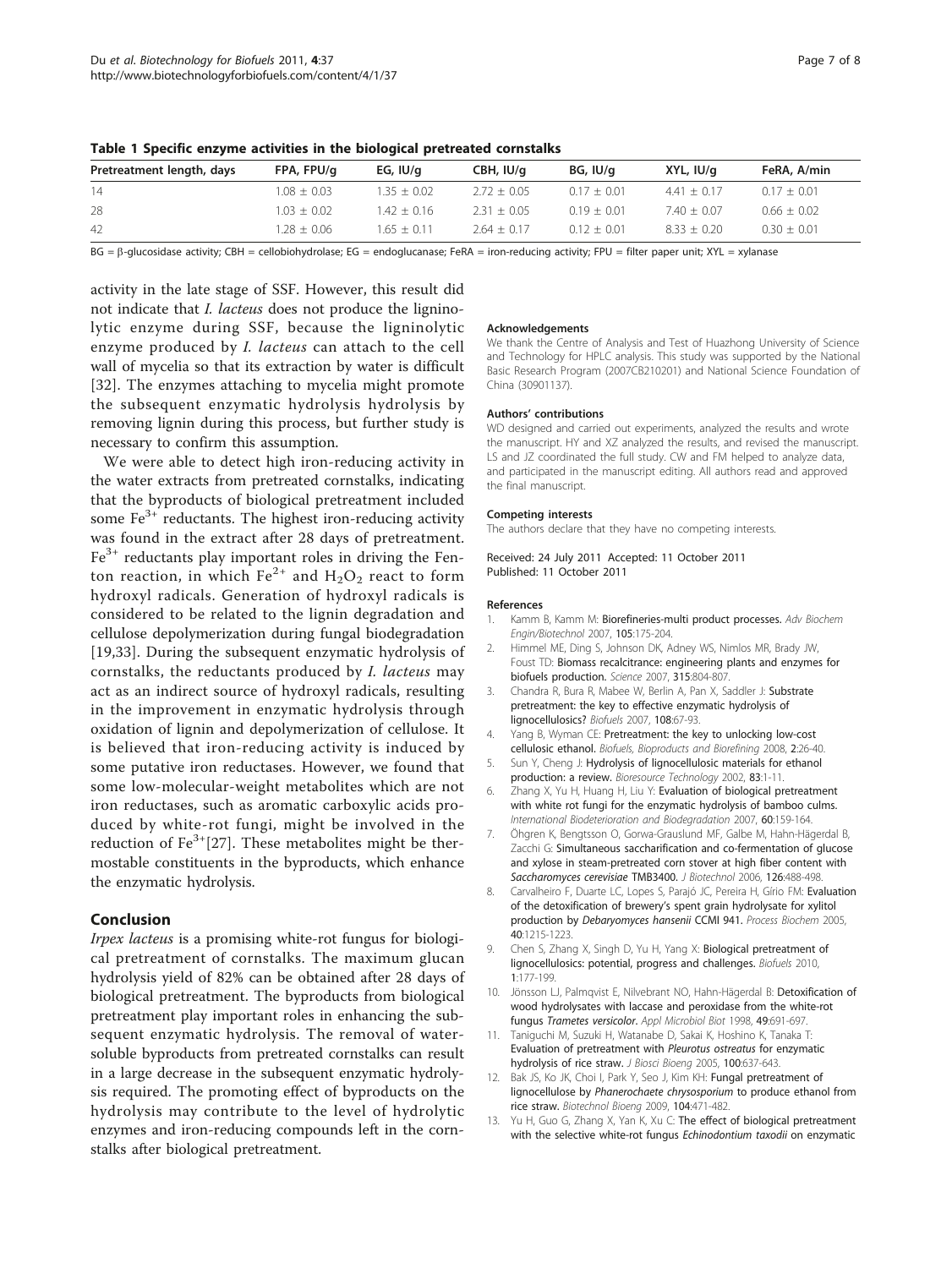**Table 1 Specific enzyme activities in the biological pretreated cornstalks**

| Pretreatment length, days | FPA, FPU/g | EG, IU/g | CBH, IU/g | BG, IU/g | XYL, IU/g | FeRA, A/min |
|---|---|---|---|---|---|---|
| 14 | 1.08 ± 0.03 | 1.35 ± 0.02 | 2.72 ± 0.05 | 0.17 ± 0.01 | 4.41 ± 0.17 | 0.17 ± 0.01 |
| 28 | 1.03 ± 0.02 | 1.42 ± 0.16 | 2.31 ± 0.05 | 0.19 ± 0.01 | 7.40 ± 0.07 | 0.66 ± 0.02 |
| 42 | 1.28 ± 0.06 | 1.65 ± 0.11 | 2.64 ± 0.17 | 0.12 ± 0.01 | 8.33 ± 0.20 | 0.30 ± 0.01 |

BG = β-glucosidase activity; CBH = cellobiohydrolase; EG = endoglucanase; FeRA = iron-reducing activity; FPU = filter paper unit; XYL = xylanase

activity in the late stage of SSF. However, this result did not indicate that *I. lacteus* does not produce the ligninolytic enzyme during SSF, because the ligninolytic enzyme produced by *I. lacteus* can attach to the cell wall of mycelia so that its extraction by water is difficult [32]. The enzymes attaching to mycelia might promote the subsequent enzymatic hydrolysis hydrolysis by removing lignin during this process, but further study is necessary to confirm this assumption.

We were able to detect high iron-reducing activity in the water extracts from pretreated cornstalks, indicating that the byproducts of biological pretreatment included some $Fe^{3+}$ reductants. The highest iron-reducing activity was found in the extract after 28 days of pretreatment. $Fe^{3+}$ reductants play important roles in driving the Fenton reaction, in which $Fe^{2+}$ and $H_2O_2$ react to form hydroxyl radicals. Generation of hydroxyl radicals is considered to be related to the lignin degradation and cellulose depolymerization during fungal biodegradation [19,33]. During the subsequent enzymatic hydrolysis of cornstalks, the reductants produced by *I. lacteus* may act as an indirect source of hydroxyl radicals, resulting in the improvement in enzymatic hydrolysis through oxidation of lignin and depolymerization of cellulose. It is believed that iron-reducing activity is induced by some putative iron reductases. However, we found that some low-molecular-weight metabolites which are not iron reductases, such as aromatic carboxylic acids produced by white-rot fungi, might be involved in the reduction of $Fe^{3+}$[27]. These metabolites might be thermostable constituents in the byproducts, which enhance the enzymatic hydrolysis.

## Conclusion

*Irpex lacteus* is a promising white-rot fungus for biological pretreatment of cornstalks. The maximum glucan hydrolysis yield of 82% can be obtained after 28 days of biological pretreatment. The byproducts from biological pretreatment play important roles in enhancing the subsequent enzymatic hydrolysis. The removal of water-soluble byproducts from pretreated cornstalks can result in a large decrease in the subsequent enzymatic hydrolysis required. The promoting effect of byproducts on the hydrolysis may contribute to the level of hydrolytic enzymes and iron-reducing compounds left in the cornstalks after biological pretreatment.

#### Acknowledgements

We thank the Centre of Analysis and Test of Huazhong University of Science and Technology for HPLC analysis. This study was supported by the National Basic Research Program (2007CB210201) and National Science Foundation of China (30901137).

#### Authors' contributions

WD designed and carried out experiments, analyzed the results and wrote the manuscript. HY and XZ analyzed the results, and revised the manuscript. LS and JZ coordinated the full study. CW and FM helped to analyze data, and participated in the manuscript editing. All authors read and approved the final manuscript.

#### Competing interests

The authors declare that they have no competing interests.

Received: 24 July 2011 Accepted: 11 October 2011
Published: 11 October 2011

#### References

1. Kamm B, Kamm M: **Biorefineries-multi product processes.** *Adv Biochem Engin/Biotechnol* 2007, **105**:175-204.
2. Himmel ME, Ding S, Johnson DK, Adney WS, Nimlos MR, Brady JW, Foust TD: **Biomass recalcitrance: engineering plants and enzymes for biofuels production.** *Science* 2007, **315**:804-807.
3. Chandra R, Bura R, Mabee W, Berlin A, Pan X, Saddler J: **Substrate pretreatment: the key to effective enzymatic hydrolysis of lignocellulosics?** *Biofuels* 2007, **108**:67-93.
4. Yang B, Wyman CE: **Pretreatment: the key to unlocking low-cost cellulosic ethanol.** *Biofuels, Bioproducts and Biorefining* 2008, **2**:26-40.
5. Sun Y, Cheng J: **Hydrolysis of lignocellulosic materials for ethanol production: a review.** *Bioresource Technology* 2002, **83**:1-11.
6. Zhang X, Yu H, Huang H, Liu Y: **Evaluation of biological pretreatment with white rot fungi for the enzymatic hydrolysis of bamboo culms.** *International Biodeterioration and Biodegradation* 2007, **60**:159-164.
7. Öhgren K, Bengtsson O, Gorwa-Grauslund MF, Galbe M, Hahn-Hägerdal B, Zacchi G: **Simultaneous saccharification and co-fermentation of glucose and xylose in steam-pretreated corn stover at high fiber content with *Saccharomyces cerevisiae* TMB3400.** *J Biotechnol* 2006, **126**:488-498.
8. Carvalheiro F, Duarte LC, Lopes S, Parajó JC, Pereira H, Gírio FM: **Evaluation of the detoxification of brewery's spent grain hydrolysate for xylitol production by *Debaryomyces hansenii* CCMI 941.** *Process Biochem* 2005, **40**:1215-1223.
9. Chen S, Zhang X, Singh D, Yu H, Yang X: **Biological pretreatment of lignocellulosics: potential, progress and challenges.** *Biofuels* 2010, **1**:177-199.
10. Jönsson LJ, Palmqvist E, Nilvebrant NO, Hahn-Hägerdal B: **Detoxification of wood hydrolysates with laccase and peroxidase from the white-rot fungus *Trametes versicolor*.** *Appl Microbiol Biot* 1998, **49**:691-697.
11. Taniguchi M, Suzuki H, Watanabe D, Sakai K, Hoshino K, Tanaka T: **Evaluation of pretreatment with *Pleurotus ostreatus* for enzymatic hydrolysis of rice straw.** *J Biosci Bioeng* 2005, **100**:637-643.
12. Bak JS, Ko JK, Choi I, Park Y, Seo J, Kim KH: **Fungal pretreatment of lignocellulose by *Phanerochaete chrysosporium* to produce ethanol from rice straw.** *Biotechnol Bioeng* 2009, **104**:471-482.
13. Yu H, Guo G, Zhang X, Yan K, Xu C: **The effect of biological pretreatment with the selective white-rot fungus *Echinodontium taxodii* on enzymatic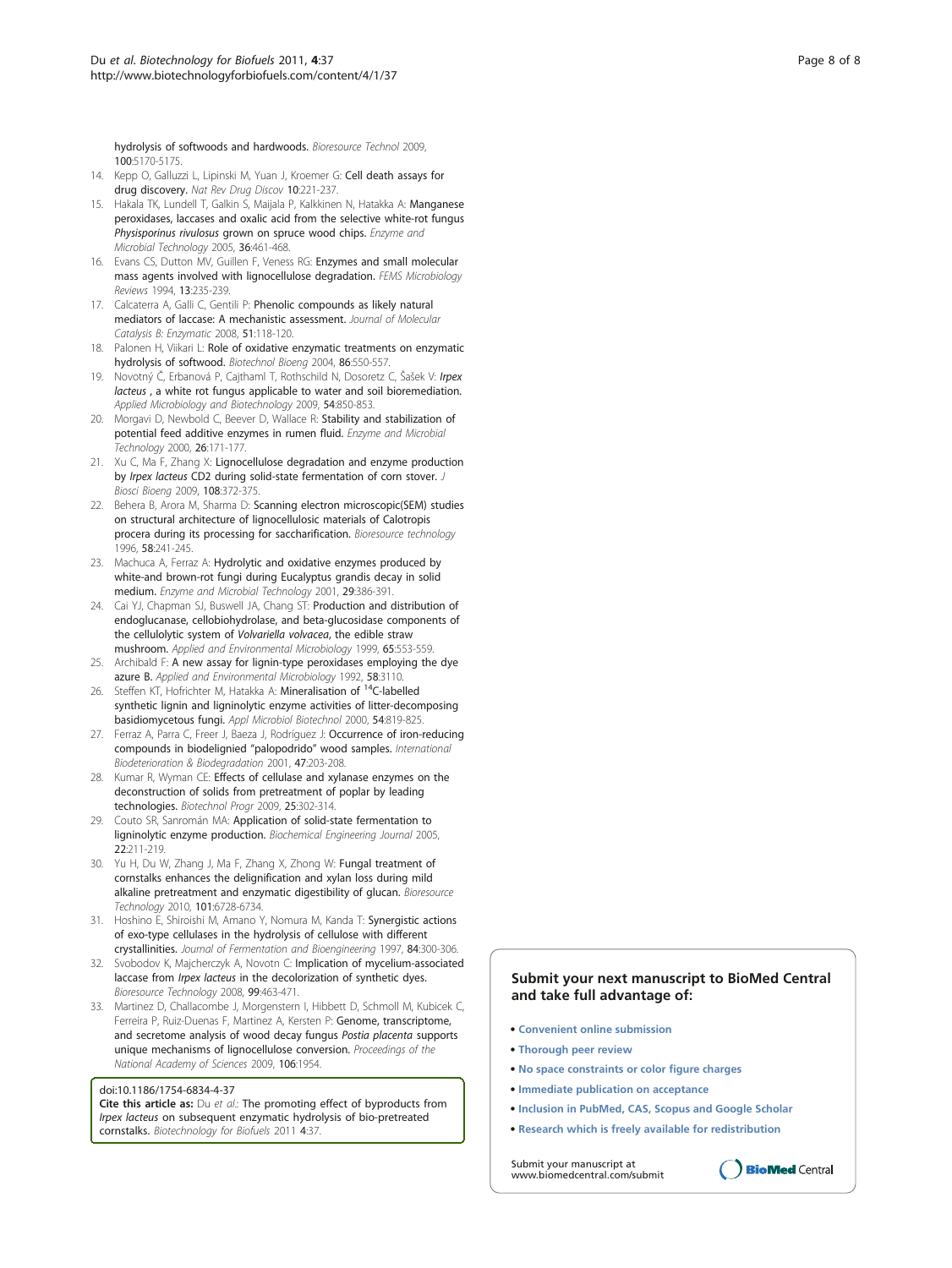hydrolysis of softwoods and hardwoods. *Bioresource Technol* 2009, **100**:5170-5175.

14. Kepp O, Galluzzi L, Lipinski M, Yuan J, Kroemer G: **Cell death assays for drug discovery.** *Nat Rev Drug Discov* **10**:221-237.
15. Hakala TK, Lundell T, Galkin S, Maijala P, Kalkkinen N, Hatakka A: **Manganese peroxidases, laccases and oxalic acid from the selective white-rot fungus** ***Physisporinus rivulosus*** **grown on spruce wood chips.** *Enzyme and Microbial Technology* 2005, **36**:461-468.
16. Evans CS, Dutton MV, Guillen F, Veness RG: **Enzymes and small molecular mass agents involved with lignocellulose degradation.** *FEMS Microbiology Reviews* 1994, **13**:235-239.
17. Calcaterra A, Galli C, Gentili P: **Phenolic compounds as likely natural mediators of laccase: A mechanistic assessment.** *Journal of Molecular Catalysis B: Enzymatic* 2008, **51**:118-120.
18. Palonen H, Viikari L: **Role of oxidative enzymatic treatments on enzymatic hydrolysis of softwood.** *Biotechnol Bioeng* 2004, **86**:550-557.
19. Novotný Č, Erbanová P, Cajthaml T, Rothschild N, Dosoretz C, Šašek V: ***Irpex lacteus*** **, a white rot fungus applicable to water and soil bioremediation.** *Applied Microbiology and Biotechnology* 2009, **54**:850-853.
20. Morgavi D, Newbold C, Beever D, Wallace R: **Stability and stabilization of potential feed additive enzymes in rumen fluid.** *Enzyme and Microbial Technology* 2000, **26**:171-177.
21. Xu C, Ma F, Zhang X: **Lignocellulose degradation and enzyme production by** ***Irpex lacteus*** **CD2 during solid-state fermentation of corn stover.** *J Biosci Bioeng* 2009, **108**:372-375.
22. Behera B, Arora M, Sharma D: **Scanning electron microscopic(SEM) studies on structural architecture of lignocellulosic materials of Calotropis procera during its processing for saccharification.** *Bioresource technology* 1996, **58**:241-245.
23. Machuca A, Ferraz A: **Hydrolytic and oxidative enzymes produced by white-and brown-rot fungi during Eucalyptus grandis decay in solid medium.** *Enzyme and Microbial Technology* 2001, **29**:386-391.
24. Cai YJ, Chapman SJ, Buswell JA, Chang ST: **Production and distribution of endoglucanase, cellobiohydrolase, and beta-glucosidase components of the cellulolytic system of** ***Volvariella volvacea*****, the edible straw mushroom.** *Applied and Environmental Microbiology* 1999, **65**:553-559.
25. Archibald F: **A new assay for lignin-type peroxidases employing the dye azure B.** *Applied and Environmental Microbiology* 1992, **58**:3110.
26. Steffen KT, Hofrichter M, Hatakka A: **Mineralisation of $^{14}$C-labelled synthetic lignin and ligninolytic enzyme activities of litter-decomposing basidiomycetous fungi.** *Appl Microbiol Biotechnol* 2000, **54**:819-825.
27. Ferraz A, Parra C, Freer J, Baeza J, Rodríguez J: **Occurrence of iron-reducing compounds in biodelignied "palopodrido" wood samples.** *International Biodeterioration & Biodegradation* 2001, **47**:203-208.
28. Kumar R, Wyman CE: **Effects of cellulase and xylanase enzymes on the deconstruction of solids from pretreatment of poplar by leading technologies.** *Biotechnol Progr* 2009, **25**:302-314.
29. Couto SR, Sanromán MA: **Application of solid-state fermentation to ligninolytic enzyme production.** *Biochemical Engineering Journal* 2005, **22**:211-219.
30. Yu H, Du W, Zhang J, Ma F, Zhang X, Zhong W: **Fungal treatment of cornstalks enhances the delignification and xylan loss during mild alkaline pretreatment and enzymatic digestibility of glucan.** *Bioresource Technology* 2010, **101**:6728-6734.
31. Hoshino E, Shiroishi M, Amano Y, Nomura M, Kanda T: **Synergistic actions of exo-type cellulases in the hydrolysis of cellulose with different crystallinities.** *Journal of Fermentation and Bioengineering* 1997, **84**:300-306.
32. Svobodov K, Majcherczyk A, Novotn C: **Implication of mycelium-associated laccase from** ***Irpex lacteus*** **in the decolorization of synthetic dyes.** *Bioresource Technology* 2008, **99**:463-471.
33. Martinez D, Challacombe J, Morgenstern I, Hibbett D, Schmoll M, Kubicek C, Ferreira P, Ruiz-Duenas F, Martinez A, Kersten P: **Genome, transcriptome, and secretome analysis of wood decay fungus** ***Postia placenta*** **supports unique mechanisms of lignocellulose conversion.** *Proceedings of the National Academy of Sciences* 2009, **106**:1954.

doi:10.1186/1754-6834-4-37

**Cite this article as:** Du *et al.*: The promoting effect of byproducts from *Irpex lacteus* on subsequent enzymatic hydrolysis of bio-pretreated cornstalks. *Biotechnology for Biofuels* 2011 **4**:37.

**Submit your next manuscript to BioMed Central and take full advantage of:**

- **Convenient online submission**
- **Thorough peer review**
- **No space constraints or color figure charges**
- **Immediate publication on acceptance**
- **Inclusion in PubMed, CAS, Scopus and Google Scholar**
- **Research which is freely available for redistribution**

Submit your manuscript at www.biomedcentral.com/submit

BioMed Central